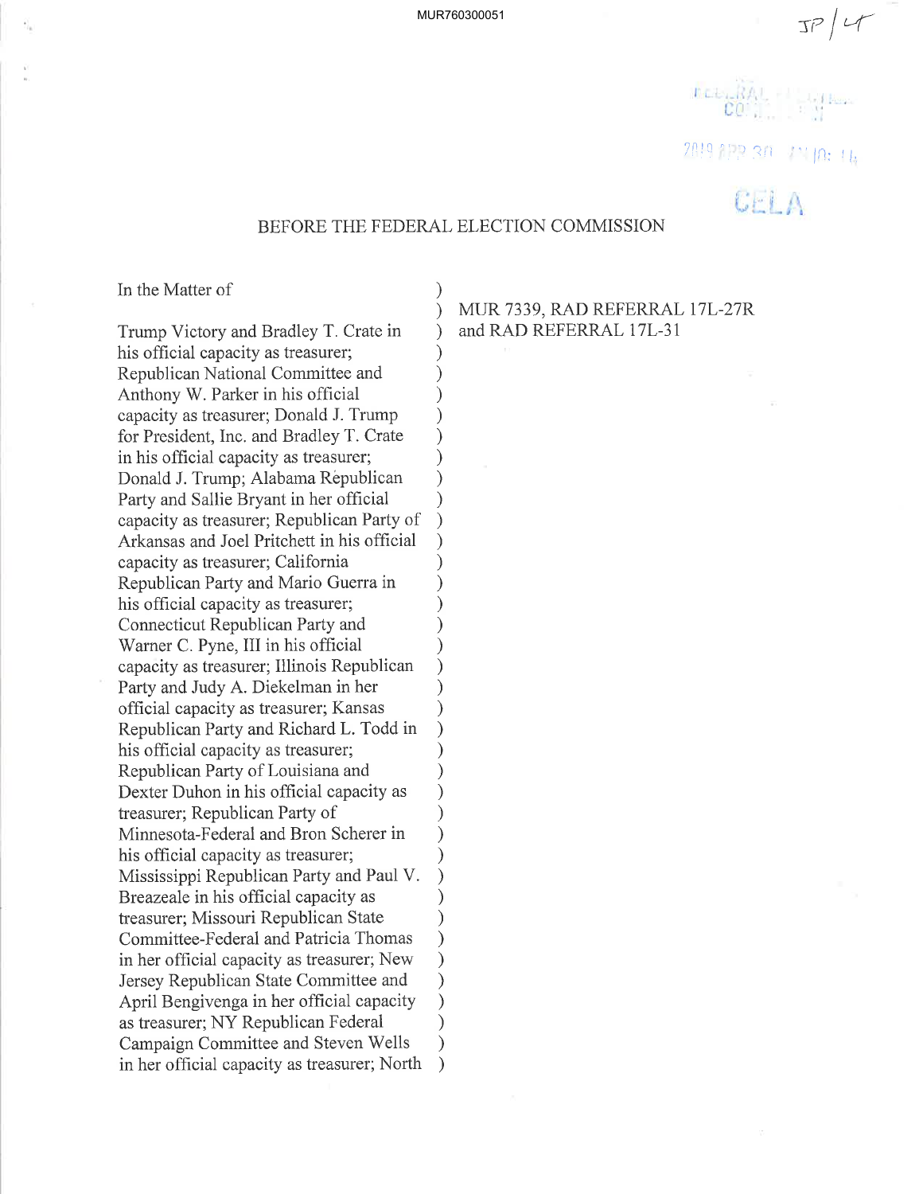MUR760300051

JP / LT

FEDERAL ELECTION COMMISSION

2019 APR 30 AM 10: 14

CELA

# BEFORE THE FEDERAL ELECTION COMMISSION

In the Matter of

Trump Victory and Bradley T. Crate in his official capacity as treasurer; Republican National Committee and Anthony W. Parker in his official capacity as treasurer; Donald J. Trump for President, Inc. and Bradley T. Crate in his official capacity as treasurer; Donald J. Trump; Alabama Republican Party and Sallie Bryant in her official capacity as treasurer; Republican Party of Arkansas and Joel Pritchett in his official capacity as treasurer; California Republican Party and Mario Guerra in his official capacity as treasurer; Connecticut Republican Party and Warner C. Pyne, III in his official capacity as treasurer; Illinois Republican Party and Judy A. Diekelman in her official capacity as treasurer; Kansas Republican Party and Richard L. Todd in his official capacity as treasurer; Republican Party of Louisiana and Dexter Duhon in his official capacity as treasurer; Republican Party of Minnesota-Federal and Bron Scherer in his official capacity as treasurer; Mississippi Republican Party and Paul V. Breazeale in his official capacity as treasurer; Missouri Republican State Committee-Federal and Patricia Thomas in her official capacity as treasurer; New Jersey Republican State Committee and April Bengivenga in her official capacity as treasurer; NY Republican Federal Campaign Committee and Steven Wells in her official capacity as treasurer; North

MUR 7339, RAD REFERRAL 17L-27R and RAD REFERRAL 17L-31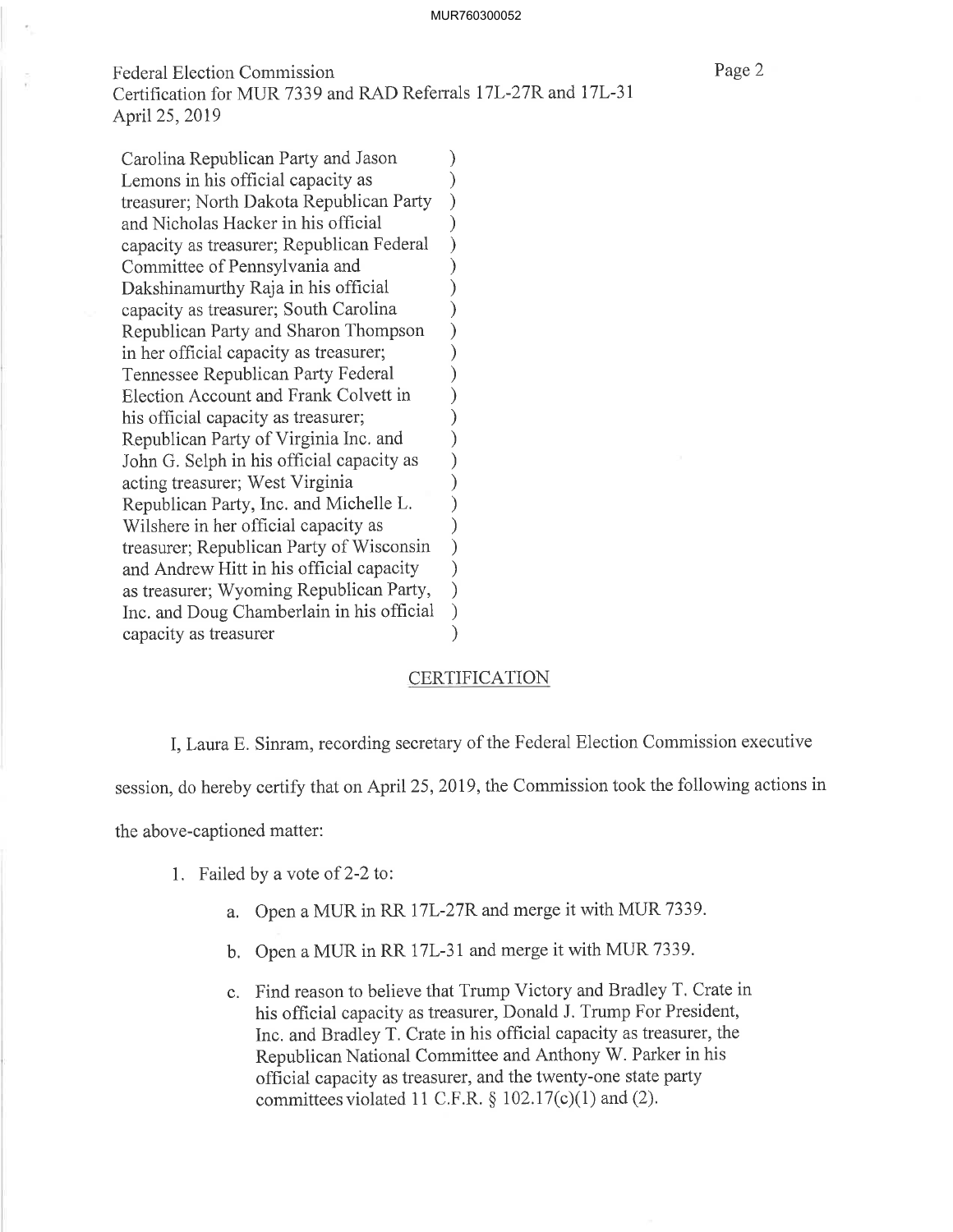Federal Election Commission
Certification for MUR 7339 and RAD Referrals 17L-27R and 17L-31
April 25, 2019

Carolina Republican Party and Jason Lemons in his official capacity as treasurer; North Dakota Republican Party and Nicholas Hacker in his official capacity as treasurer; Republican Federal Committee of Pennsylvania and Dakshinamurthy Raja in his official capacity as treasurer; South Carolina Republican Party and Sharon Thompson in her official capacity as treasurer; Tennessee Republican Party Federal Election Account and Frank Colvett in his official capacity as treasurer; Republican Party of Virginia Inc. and John G. Selph in his official capacity as acting treasurer; West Virginia Republican Party, Inc. and Michelle L. Wilshere in her official capacity as treasurer; Republican Party of Wisconsin and Andrew Hitt in his official capacity as treasurer; Wyoming Republican Party, Inc. and Doug Chamberlain in his official capacity as treasurer )

## CERTIFICATION

I, Laura E. Sinram, recording secretary of the Federal Election Commission executive session, do hereby certify that on April 25, 2019, the Commission took the following actions in the above-captioned matter:

1. Failed by a vote of 2-2 to:

   a. Open a MUR in RR 17L-27R and merge it with MUR 7339.

   b. Open a MUR in RR 17L-31 and merge it with MUR 7339.

   c. Find reason to believe that Trump Victory and Bradley T. Crate in his official capacity as treasurer, Donald J. Trump For President, Inc. and Bradley T. Crate in his official capacity as treasurer, the Republican National Committee and Anthony W. Parker in his official capacity as treasurer, and the twenty-one state party committees violated 11 C.F.R. § 102.17(c)(1) and (2).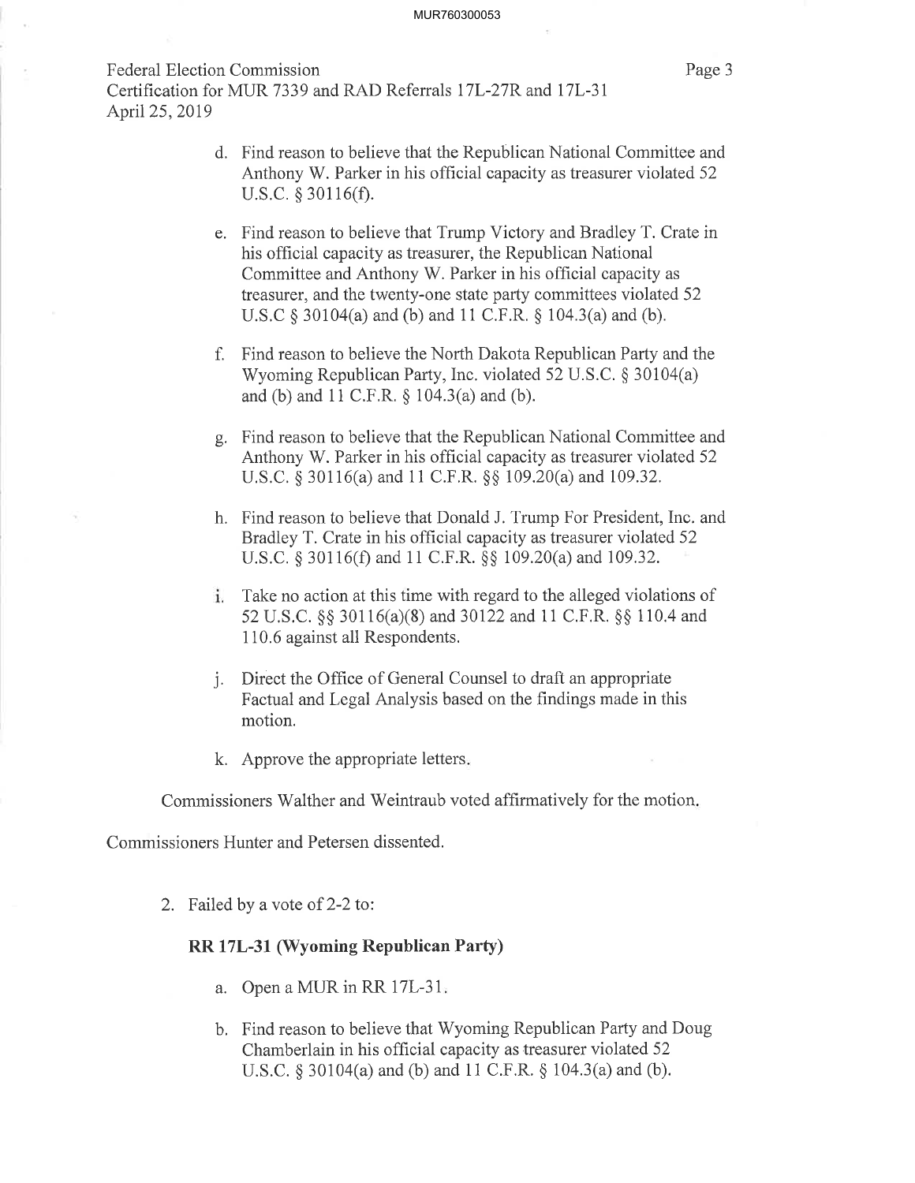d. Find reason to believe that the Republican National Committee and Anthony W. Parker in his official capacity as treasurer violated 52 U.S.C. § 30116(f).

e. Find reason to believe that Trump Victory and Bradley T. Crate in his official capacity as treasurer, the Republican National Committee and Anthony W. Parker in his official capacity as treasurer, and the twenty-one state party committees violated 52 U.S.C § 30104(a) and (b) and 11 C.F.R. § 104.3(a) and (b).

f. Find reason to believe the North Dakota Republican Party and the Wyoming Republican Party, Inc. violated 52 U.S.C. § 30104(a) and (b) and 11 C.F.R. § 104.3(a) and (b).

g. Find reason to believe that the Republican National Committee and Anthony W. Parker in his official capacity as treasurer violated 52 U.S.C. § 30116(a) and 11 C.F.R. §§ 109.20(a) and 109.32.

h. Find reason to believe that Donald J. Trump For President, Inc. and Bradley T. Crate in his official capacity as treasurer violated 52 U.S.C. § 30116(f) and 11 C.F.R. §§ 109.20(a) and 109.32.

i. Take no action at this time with regard to the alleged violations of 52 U.S.C. §§ 30116(a)(8) and 30122 and 11 C.F.R. §§ 110.4 and 110.6 against all Respondents.

j. Direct the Office of General Counsel to draft an appropriate Factual and Legal Analysis based on the findings made in this motion.

k. Approve the appropriate letters.

Commissioners Walther and Weintraub voted affirmatively for the motion.

Commissioners Hunter and Petersen dissented.

2. Failed by a vote of 2-2 to:

**RR 17L-31 (Wyoming Republican Party)**

a. Open a MUR in RR 17L-31.

b. Find reason to believe that Wyoming Republican Party and Doug Chamberlain in his official capacity as treasurer violated 52 U.S.C. § 30104(a) and (b) and 11 C.F.R. § 104.3(a) and (b).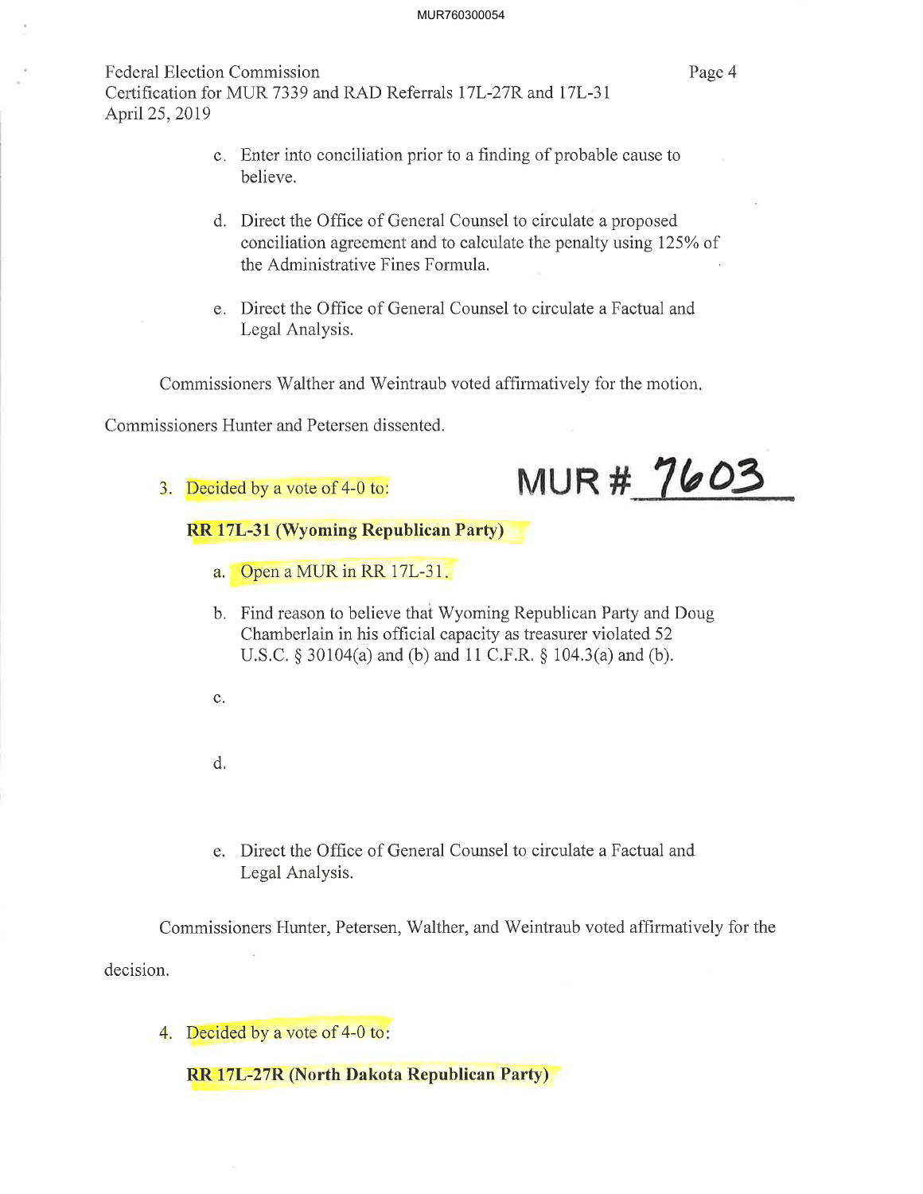Federal Election Commission
Certification for MUR 7339 and RAD Referrals 17L-27R and 17L-31
April 25, 2019

c. Enter into conciliation prior to a finding of probable cause to believe.

d. Direct the Office of General Counsel to circulate a proposed conciliation agreement and to calculate the penalty using 125% of the Administrative Fines Formula.

e. Direct the Office of General Counsel to circulate a Factual and Legal Analysis.

Commissioners Walther and Weintraub voted affirmatively for the motion.

Commissioners Hunter and Petersen dissented.

3. Decided by a vote of 4-0 to:

MUR # 7603

**RR 17L-31 (Wyoming Republican Party)**

a. Open a MUR in RR 17L-31.

b. Find reason to believe that Wyoming Republican Party and Doug Chamberlain in his official capacity as treasurer violated 52 U.S.C. § 30104(a) and (b) and 11 C.F.R. § 104.3(a) and (b).

c.

d.

e. Direct the Office of General Counsel to circulate a Factual and Legal Analysis.

Commissioners Hunter, Petersen, Walther, and Weintraub voted affirmatively for the decision.

4. Decided by a vote of 4-0 to:

**RR 17L-27R (North Dakota Republican Party)**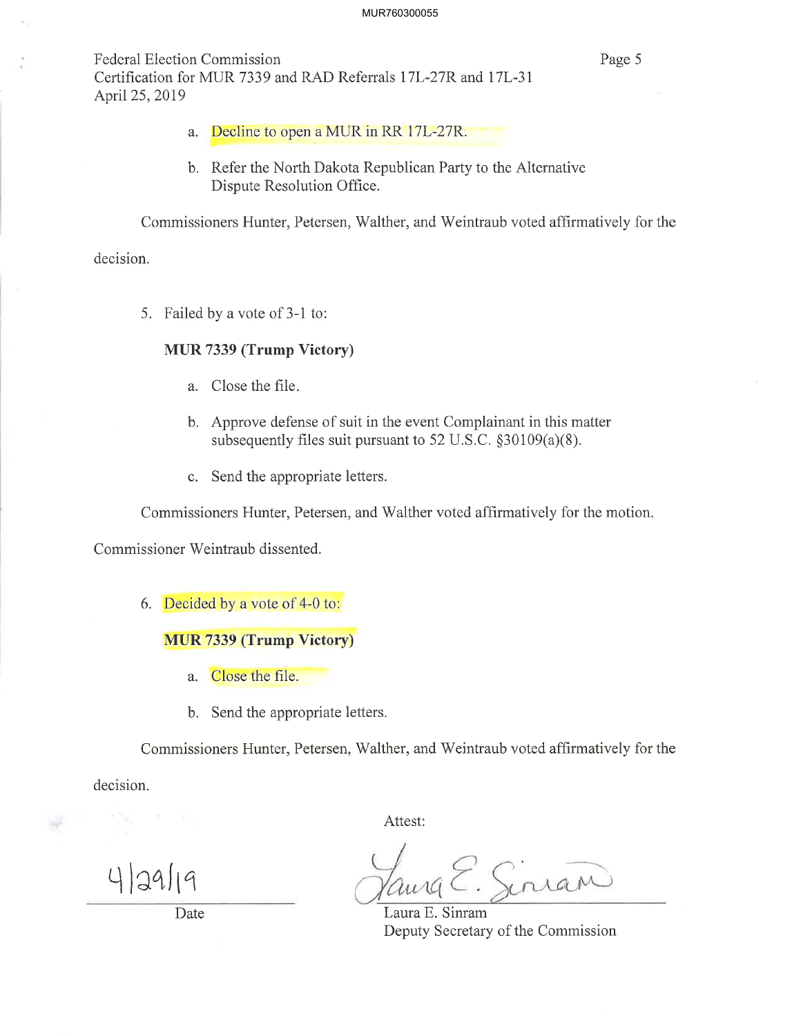Federal Election Commission
Certification for MUR 7339 and RAD Referrals 17L-27R and 17L-31
April 25, 2019

a. Decline to open a MUR in RR 17L-27R.

b. Refer the North Dakota Republican Party to the Alternative Dispute Resolution Office.

Commissioners Hunter, Petersen, Walther, and Weintraub voted affirmatively for the decision.

5. Failed by a vote of 3-1 to:

**MUR 7339 (Trump Victory)**

a. Close the file.

b. Approve defense of suit in the event Complainant in this matter subsequently files suit pursuant to 52 U.S.C. §30109(a)(8).

c. Send the appropriate letters.

Commissioners Hunter, Petersen, and Walther voted affirmatively for the motion. Commissioner Weintraub dissented.

6. Decided by a vote of 4-0 to:

**MUR 7339 (Trump Victory)**

a. Close the file.

b. Send the appropriate letters.

Commissioners Hunter, Petersen, Walther, and Weintraub voted affirmatively for the decision.

Attest:

4/29/19
Date

Laura E. Sinram
Laura E. Sinram
Deputy Secretary of the Commission